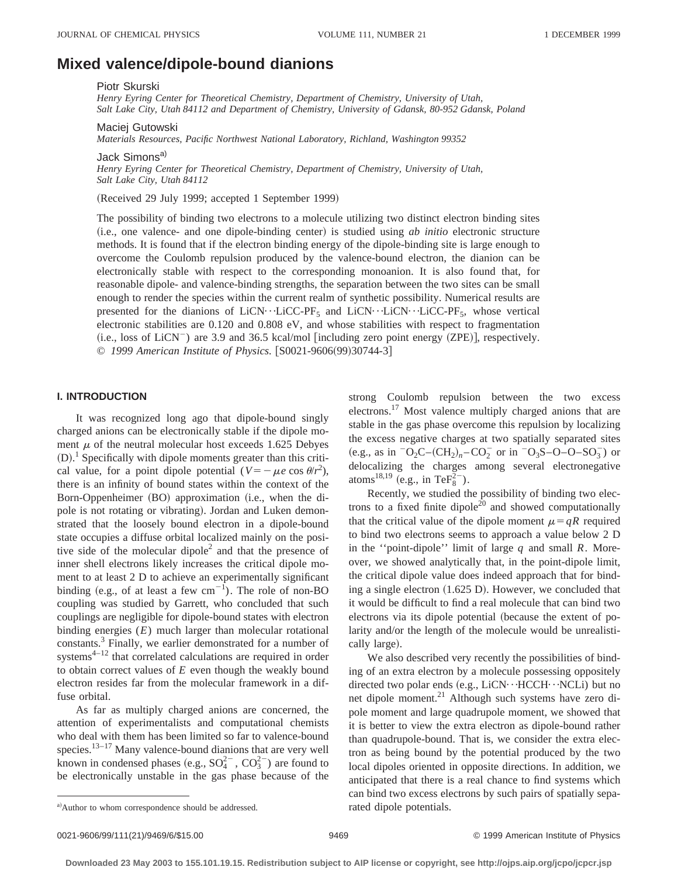# Mixed valence/dipole-bound dianions

Piotr Skurski

*Henry Eyring Center for Theoretical Chemistry, Department of Chemistry, University of Utah, Salt Lake City, Utah 84112 and Department of Chemistry, University of Gdansk, 80-952 Gdansk, Poland*

Maciej Gutowski

*Materials Resources, Pacific Northwest National Laboratory, Richland, Washington 99352*

Jack Simons[a]

*Henry Eyring Center for Theoretical Chemistry, Department of Chemistry, University of Utah, Salt Lake City, Utah 84112*

(Received 29 July 1999; accepted 1 September 1999)

The possibility of binding two electrons to a molecule utilizing two distinct electron binding sites (i.e., one valence- and one dipole-binding center) is studied using *ab initio* electronic structure methods. It is found that if the electron binding energy of the dipole-binding site is large enough to overcome the Coulomb repulsion produced by the valence-bound electron, the dianion can be electronically stable with respect to the corresponding monoanion. It is also found that, for reasonable dipole- and valence-binding strengths, the separation between the two sites can be small enough to render the species within the current realm of synthetic possibility. Numerical results are presented for the dianions of LiCN···LiCC-$PF_5$ and LiCN···LiCN···LiCC-$PF_5$, whose vertical electronic stabilities are 0.120 and 0.808 eV, and whose stabilities with respect to fragmentation (i.e., loss of $LiCN^-$) are 3.9 and 36.5 kcal/mol [including zero point energy (ZPE)], respectively. © *1999 American Institute of Physics.* [S0021-9606(99)30744-3]

## I. INTRODUCTION

It was recognized long ago that dipole-bound singly charged anions can be electronically stable if the dipole moment $\mu$ of the neutral molecular host exceeds 1.625 Debyes (D).[1] Specifically with dipole moments greater than this critical value, for a point dipole potential ($V=-\mu e \cos\theta/r^2$), there is an infinity of bound states within the context of the Born-Oppenheimer (BO) approximation (i.e., when the dipole is not rotating or vibrating). Jordan and Luken demonstrated that the loosely bound electron in a dipole-bound state occupies a diffuse orbital localized mainly on the positive side of the molecular dipole[2] and that the presence of inner shell electrons likely increases the critical dipole moment to at least 2 D to achieve an experimentally significant binding (e.g., of at least a few $cm^{-1}$). The role of non-BO coupling was studied by Garrett, who concluded that such couplings are negligible for dipole-bound states with electron binding energies ($E$) much larger than molecular rotational constants.[3] Finally, we earlier demonstrated for a number of systems[4–12] that correlated calculations are required in order to obtain correct values of $E$ even though the weakly bound electron resides far from the molecular framework in a diffuse orbital.

As far as multiply charged anions are concerned, the attention of experimentalists and computational chemists who deal with them has been limited so far to valence-bound species.[13–17] Many valence-bound dianions that are very well known in condensed phases (e.g., $SO_4^{2-}$, $CO_3^{2-}$) are found to be electronically unstable in the gas phase because of the strong Coulomb repulsion between the two excess electrons.[17] Most valence multiply charged anions that are stable in the gas phase overcome this repulsion by localizing the excess negative charges at two spatially separated sites (e.g., as in $^-O_2C-(CH_2)_n-CO_2^-$ or in $^-O_3S-O-O-SO_3^-$) or delocalizing the charges among several electronegative atoms[18,19] (e.g., in $TeF_8^{2-}$).

Recently, we studied the possibility of binding two electrons to a fixed finite dipole[20] and showed computationally that the critical value of the dipole moment $\mu=qR$ required to bind two electrons seems to approach a value below 2 D in the ''point-dipole'' limit of large $q$ and small $R$. Moreover, we showed analytically that, in the point-dipole limit, the critical dipole value does indeed approach that for binding a single electron (1.625 D). However, we concluded that it would be difficult to find a real molecule that can bind two electrons via its dipole potential (because the extent of polarity and/or the length of the molecule would be unrealistically large).

We also described very recently the possibilities of binding of an extra electron by a molecule possessing oppositely directed two polar ends (e.g., LiCN···HCCH···NCLi) but no net dipole moment.[21] Although such systems have zero dipole moment and large quadrupole moment, we showed that it is better to view the extra electron as dipole-bound rather than quadrupole-bound. That is, we consider the extra electron as being bound by the potential produced by the two local dipoles oriented in opposite directions. In addition, we anticipated that there is a real chance to find systems which can bind two excess electrons by such pairs of spatially separated dipole potentials.

[a] Author to whom correspondence should be addressed.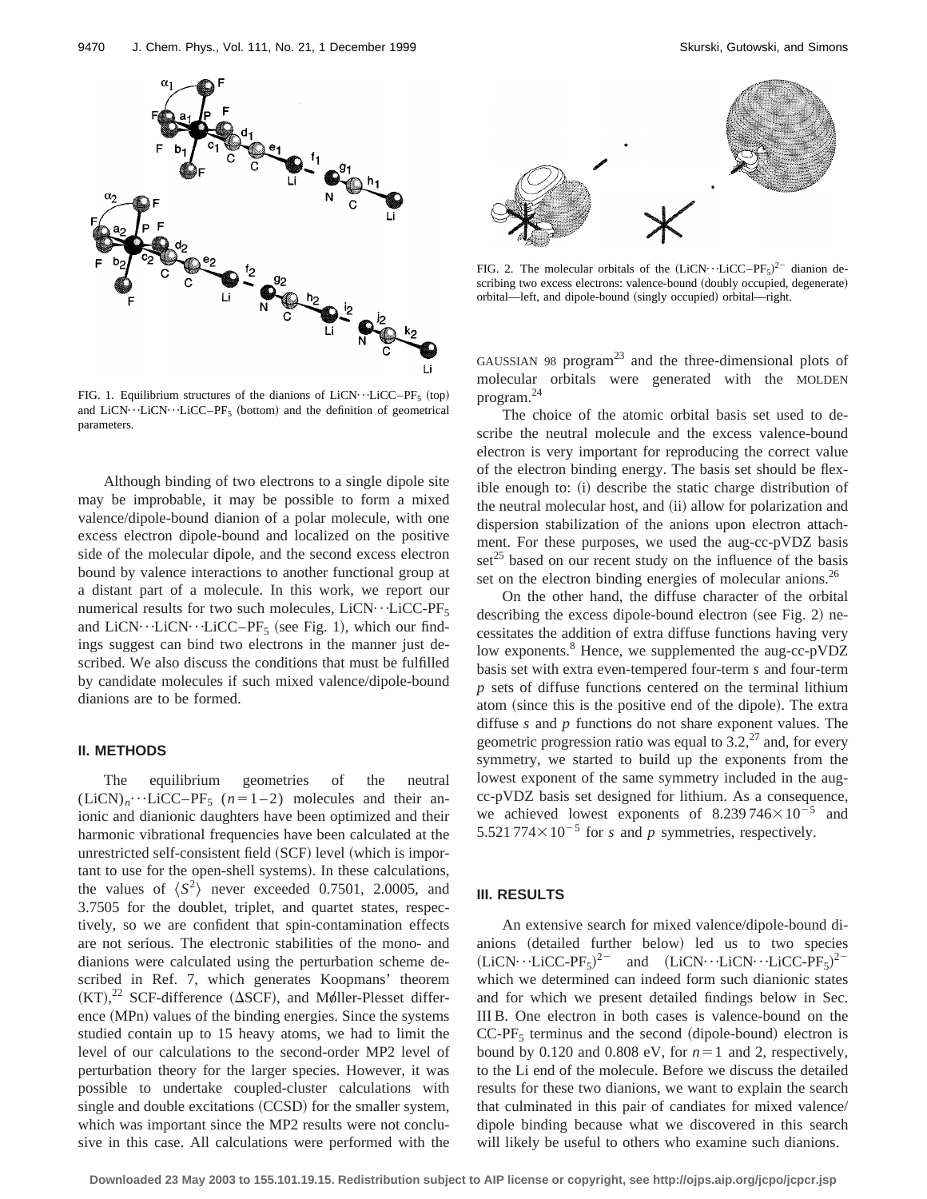FIG. 1. Equilibrium structures of the dianions of LiCN···LiCC–$PF_5$ (top) and LiCN···LiCN···LiCC–$PF_5$ (bottom) and the definition of geometrical parameters.

FIG. 2. The molecular orbitals of the $(LiCN···LiCC–PF_5)^{2-}$ dianion describing two excess electrons: valence-bound (doubly occupied, degenerate) orbital—left, and dipole-bound (singly occupied) orbital—right.

Although binding of two electrons to a single dipole site may be improbable, it may be possible to form a mixed valence/dipole-bound dianion of a polar molecule, with one excess electron dipole-bound and localized on the positive side of the molecular dipole, and the second excess electron bound by valence interactions to another functional group at a distant part of a molecule. In this work, we report our numerical results for two such molecules, LiCN···LiCC-$PF_5$ and LiCN···LiCN···LiCC–$PF_5$ (see Fig. 1), which our findings suggest can bind two electrons in the manner just described. We also discuss the conditions that must be fulfilled by candidate molecules if such mixed valence/dipole-bound dianions are to be formed.

## II. METHODS

The equilibrium geometries of the neutral $(LiCN)_n$···LiCC–$PF_5$ ($n=1-2$) molecules and their anionic and dianionic daughters have been optimized and their harmonic vibrational frequencies have been calculated at the unrestricted self-consistent field (SCF) level (which is important to use for the open-shell systems). In these calculations, the values of $\langle S^2\rangle$ never exceeded 0.7501, 2.0005, and 3.7505 for the doublet, triplet, and quartet states, respectively, so we are confident that spin-contamination effects are not serious. The electronic stabilities of the mono- and dianions were calculated using the perturbation scheme described in Ref. 7, which generates Koopmans' theorem (KT),[22] SCF-difference ($\Delta$SCF), and Mǿller-Plesset difference (MPn) values of the binding energies. Since the systems studied contain up to 15 heavy atoms, we had to limit the level of our calculations to the second-order MP2 level of perturbation theory for the larger species. However, it was possible to undertake coupled-cluster calculations with single and double excitations (CCSD) for the smaller system, which was important since the MP2 results were not conclusive in this case. All calculations were performed with the GAUSSIAN 98 program[23] and the three-dimensional plots of molecular orbitals were generated with the MOLDEN program.[24]

The choice of the atomic orbital basis set used to describe the neutral molecule and the excess valence-bound electron is very important for reproducing the correct value of the electron binding energy. The basis set should be flexible enough to: (i) describe the static charge distribution of the neutral molecular host, and (ii) allow for polarization and dispersion stabilization of the anions upon electron attachment. For these purposes, we used the aug-cc-pVDZ basis set[25] based on our recent study on the influence of the basis set on the electron binding energies of molecular anions.[26]

On the other hand, the diffuse character of the orbital describing the excess dipole-bound electron (see Fig. 2) necessitates the addition of extra diffuse functions having very low exponents.[8] Hence, we supplemented the aug-cc-pVDZ basis set with extra even-tempered four-term $s$ and four-term $p$ sets of diffuse functions centered on the terminal lithium atom (since this is the positive end of the dipole). The extra diffuse $s$ and $p$ functions do not share exponent values. The geometric progression ratio was equal to 3.2,[27] and, for every symmetry, we started to build up the exponents from the lowest exponent of the same symmetry included in the aug-cc-pVDZ basis set designed for lithium. As a consequence, we achieved lowest exponents of $8.239746\times10^{-5}$ and $5.521774\times10^{-5}$ for $s$ and $p$ symmetries, respectively.

## III. RESULTS

An extensive search for mixed valence/dipole-bound dianions (detailed further below) led us to two species $(LiCN···LiCC\text{-}PF_5)^{2-}$ and $(LiCN···LiCN···LiCC\text{-}PF_5)^{2-}$ which we determined can indeed form such dianionic states and for which we present detailed findings below in Sec. III B. One electron in both cases is valence-bound on the CC-$PF_5$ terminus and the second (dipole-bound) electron is bound by 0.120 and 0.808 eV, for $n=1$ and 2, respectively, to the Li end of the molecule. Before we discuss the detailed results for these two dianions, we want to explain the search that culminated in this pair of candiates for mixed valence/dipole binding because what we discovered in this search will likely be useful to others who examine such dianions.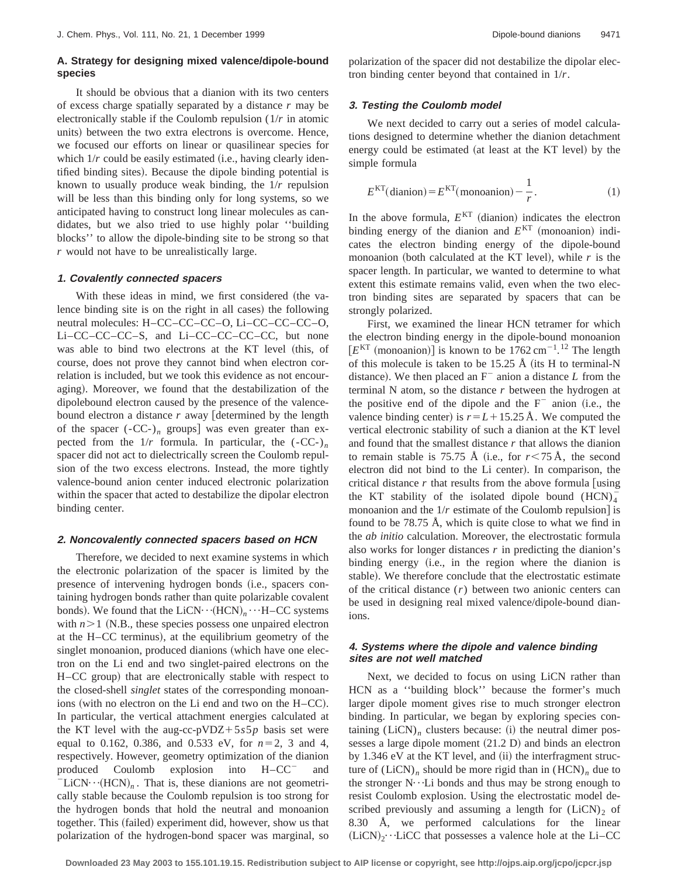### A. Strategy for designing mixed valence/dipole-bound species

It should be obvious that a dianion with its two centers of excess charge spatially separated by a distance $r$ may be electronically stable if the Coulomb repulsion ($1/r$ in atomic units) between the two extra electrons is overcome. Hence, we focused our efforts on linear or quasilinear species for which $1/r$ could be easily estimated (i.e., having clearly identified binding sites). Because the dipole binding potential is known to usually produce weak binding, the $1/r$ repulsion will be less than this binding only for long systems, so we anticipated having to construct long linear molecules as candidates, but we also tried to use highly polar ''building blocks'' to allow the dipole-binding site to be strong so that $r$ would not have to be unrealistically large.

#### 1. Covalently connected spacers

With these ideas in mind, we first considered (the valence binding site is on the right in all cases) the following neutral molecules: H–CC–CC–CC–O, Li–CC–CC–CC–O, Li–CC–CC–CC–S, and Li–CC–CC–CC–CC, but none was able to bind two electrons at the KT level (this, of course, does not prove they cannot bind when electron correlation is included, but we took this evidence as not encouraging). Moreover, we found that the destabilization of the dipolebound electron caused by the presence of the valence-bound electron a distance $r$ away [determined by the length of the spacer $(\text{-CC-})_n$ groups] was even greater than expected from the $1/r$ formula. In particular, the $(\text{-CC-})_n$ spacer did not act to dielectrically screen the Coulomb repulsion of the two excess electrons. Instead, the more tightly valence-bound anion center induced electronic polarization within the spacer that acted to destabilize the dipolar electron binding center.

#### 2. Noncovalently connected spacers based on HCN

Therefore, we decided to next examine systems in which the electronic polarization of the spacer is limited by the presence of intervening hydrogen bonds (i.e., spacers containing hydrogen bonds rather than quite polarizable covalent bonds). We found that the $\text{LiCN}\cdots(\text{HCN})_n\cdots\text{H–CC}$ systems with $n>1$ (N.B., these species possess one unpaired electron at the H–CC terminus), at the equilibrium geometry of the singlet monoanion, produced dianions (which have one electron on the Li end and two singlet-paired electrons on the H–CC group) that are electronically stable with respect to the closed-shell *singlet* states of the corresponding monoanions (with no electron on the Li end and two on the H–CC). In particular, the vertical attachment energies calculated at the KT level with the aug-cc-pVDZ+5$s$5$p$ basis set were equal to 0.162, 0.386, and 0.533 eV, for $n=2$, 3 and 4, respectively. However, geometry optimization of the dianion produced Coulomb explosion into $\text{H–CC}^-$ and $^-\text{LiCN}\cdots(\text{HCN})_n$. That is, these dianions are not geometrically stable because the Coulomb repulsion is too strong for the hydrogen bonds that hold the neutral and monoanion together. This (failed) experiment did, however, show us that polarization of the hydrogen-bond spacer was marginal, so polarization of the spacer did not destabilize the dipolar electron binding center beyond that contained in $1/r$.

#### 3. Testing the Coulomb model

We next decided to carry out a series of model calculations designed to determine whether the dianion detachment energy could be estimated (at least at the KT level) by the simple formula

$$E^{\text{KT}}(\text{dianion}) = E^{\text{KT}}(\text{monoanion}) - \frac{1}{r}. \tag{1}$$

In the above formula, $E^{\text{KT}}$ (dianion) indicates the electron binding energy of the dianion and $E^{\text{KT}}$ (monoanion) indicates the electron binding energy of the dipole-bound monoanion (both calculated at the KT level), while $r$ is the spacer length. In particular, we wanted to determine to what extent this estimate remains valid, even when the two electron binding sites are separated by spacers that can be strongly polarized.

First, we examined the linear HCN tetramer for which the electron binding energy in the dipole-bound monoanion [$E^{\text{KT}}$ (monoanion)] is known to be $1762\ \text{cm}^{-1}$.[12] The length of this molecule is taken to be 15.25 Å (its H to terminal-N distance). We then placed an $\text{F}^-$ anion a distance $L$ from the terminal N atom, so the distance $r$ between the hydrogen at the positive end of the dipole and the $\text{F}^-$ anion (i.e., the valence binding center) is $r=L+15.25$ Å. We computed the vertical electronic stability of such a dianion at the KT level and found that the smallest distance $r$ that allows the dianion to remain stable is 75.75 Å (i.e., for $r<75$ Å, the second electron did not bind to the Li center). In comparison, the critical distance $r$ that results from the above formula [using the KT stability of the isolated dipole bound $(\text{HCN})_4^-$ monoanion and the $1/r$ estimate of the Coulomb repulsion] is found to be 78.75 Å, which is quite close to what we find in the *ab initio* calculation. Moreover, the electrostatic formula also works for longer distances $r$ in predicting the dianion's binding energy (i.e., in the region where the dianion is stable). We therefore conclude that the electrostatic estimate of the critical distance ($r$) between two anionic centers can be used in designing real mixed valence/dipole-bound dianions.

#### 4. Systems where the dipole and valence binding sites are not well matched

Next, we decided to focus on using LiCN rather than HCN as a ''building block'' because the former's much larger dipole moment gives rise to much stronger electron binding. In particular, we began by exploring species containing $(\text{LiCN})_n$ clusters because: (i) the neutral dimer possesses a large dipole moment (21.2 D) and binds an electron by 1.346 eV at the KT level, and (ii) the interfragment structure of $(\text{LiCN})_n$ should be more rigid than in $(\text{HCN})_n$ due to the stronger N$\cdots$Li bonds and thus may be strong enough to resist Coulomb explosion. Using the electrostatic model described previously and assuming a length for $(\text{LiCN})_2$ of 8.30 Å, we performed calculations for the linear $(\text{LiCN})_2\cdots\text{LiCC}$ that possesses a valence hole at the Li–CC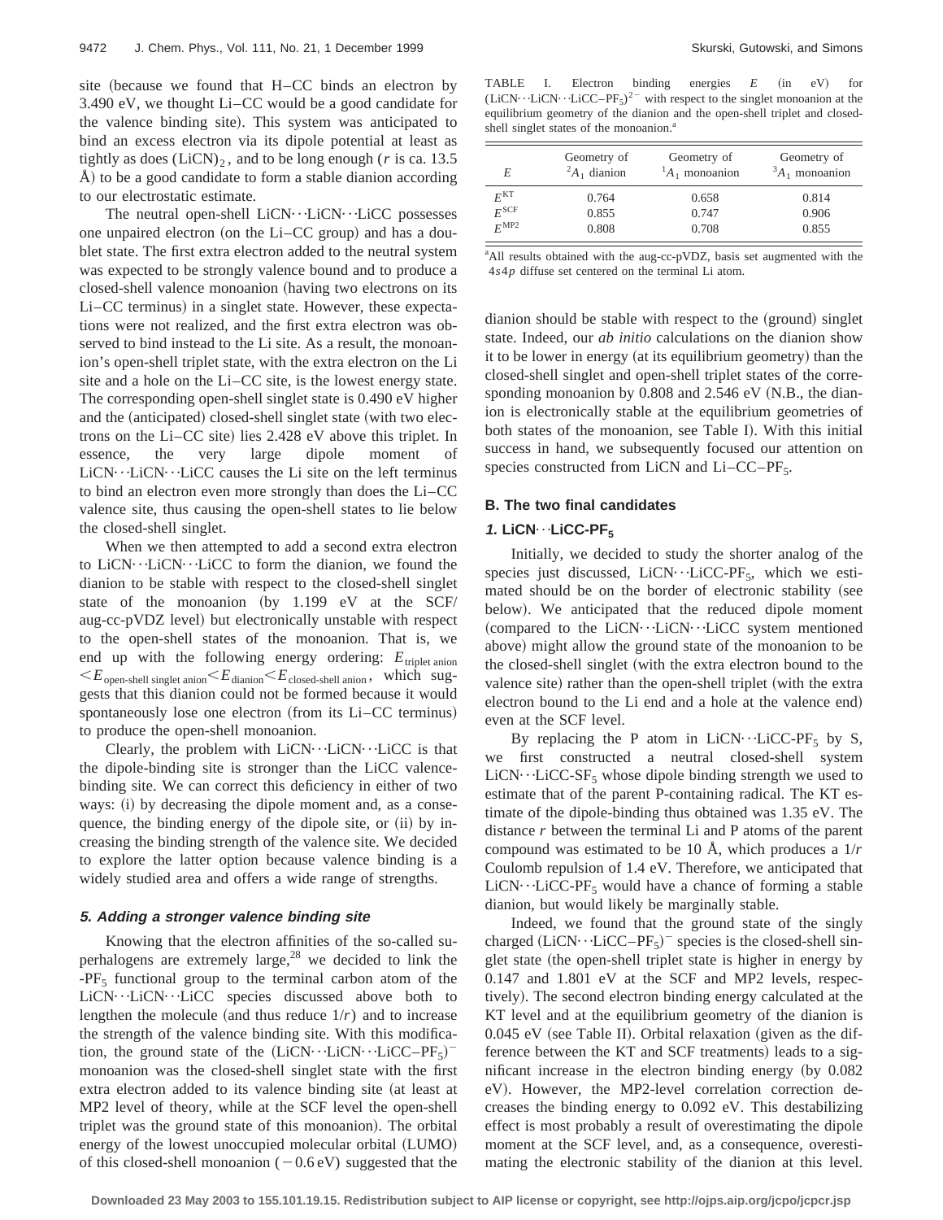site (because we found that H–CC binds an electron by 3.490 eV, we thought Li–CC would be a good candidate for the valence binding site). This system was anticipated to bind an excess electron via its dipole potential at least as tightly as does $(LiCN)_2$, and to be long enough ($r$ is ca. 13.5 Å) to be a good candidate to form a stable dianion according to our electrostatic estimate.

The neutral open-shell LiCN···LiCN···LiCC possesses one unpaired electron (on the Li–CC group) and has a doublet state. The first extra electron added to the neutral system was expected to be strongly valence bound and to produce a closed-shell valence monoanion (having two electrons on its Li–CC terminus) in a singlet state. However, these expectations were not realized, and the first extra electron was observed to bind instead to the Li site. As a result, the monoanion's open-shell triplet state, with the extra electron on the Li site and a hole on the Li–CC site, is the lowest energy state. The corresponding open-shell singlet state is 0.490 eV higher and the (anticipated) closed-shell singlet state (with two electrons on the Li–CC site) lies 2.428 eV above this triplet. In essence, the very large dipole moment of LiCN···LiCN···LiCC causes the Li site on the left terminus to bind an electron even more strongly than does the Li–CC valence site, thus causing the open-shell states to lie below the closed-shell singlet.

When we then attempted to add a second extra electron to LiCN···LiCN···LiCC to form the dianion, we found the dianion to be stable with respect to the closed-shell singlet state of the monoanion (by 1.199 eV at the SCF/aug-cc-pVDZ level) but electronically unstable with respect to the open-shell states of the monoanion. That is, we end up with the following energy ordering: $E_{\text{triplet anion}} < E_{\text{open-shell singlet anion}} < E_{\text{dianion}} < E_{\text{closed-shell anion}}$, which suggests that this dianion could not be formed because it would spontaneously lose one electron (from its Li–CC terminus) to produce the open-shell monoanion.

Clearly, the problem with LiCN···LiCN···LiCC is that the dipole-binding site is stronger than the LiCC valence-binding site. We can correct this deficiency in either of two ways: (i) by decreasing the dipole moment and, as a consequence, the binding energy of the dipole site, or (ii) by increasing the binding strength of the valence site. We decided to explore the latter option because valence binding is a widely studied area and offers a wide range of strengths.

#### *5. Adding a stronger valence binding site*

Knowing that the electron affinities of the so-called superhalogens are extremely large,[28] we decided to link the $-PF_5$ functional group to the terminal carbon atom of the LiCN···LiCN···LiCC species discussed above both to lengthen the molecule (and thus reduce $1/r$) and to increase the strength of the valence binding site. With this modification, the ground state of the $(\text{LiCN}\cdots\text{LiCN}\cdots\text{LiCC–PF}_5)^-$ monoanion was the closed-shell singlet state with the first extra electron added to its valence binding site (at least at MP2 level of theory, while at the SCF level the open-shell triplet was the ground state of this monoanion). The orbital energy of the lowest unoccupied molecular orbital (LUMO) of this closed-shell monoanion ($-0.6$ eV) suggested that the dianion should be stable with respect to the (ground) singlet state. Indeed, our *ab initio* calculations on the dianion show it to be lower in energy (at its equilibrium geometry) than the closed-shell singlet and open-shell triplet states of the corresponding monoanion by 0.808 and 2.546 eV (N.B., the dianion is electronically stable at the equilibrium geometries of both states of the monoanion, see Table I). With this initial success in hand, we subsequently focused our attention on species constructed from LiCN and $\text{Li–CC–PF}_5$.

TABLE I. Electron binding energies $E$ (in eV) for $(\text{LiCN}\cdots\text{LiCN}\cdots\text{LiCC–PF}_5)^{2-}$ with respect to the singlet monoanion at the equilibrium geometry of the dianion and the open-shell triplet and closed-shell singlet states of the monoanion.[a]

| $E$ | Geometry of $^2A_1$ dianion | Geometry of $^1A_1$ monoanion | Geometry of $^3A_1$ monoanion |
|---|---|---|---|
| $E^{\text{KT}}$ | 0.764 | 0.658 | 0.814 |
| $E^{\text{SCF}}$ | 0.855 | 0.747 | 0.906 |
| $E^{\text{MP2}}$ | 0.808 | 0.708 | 0.855 |

[a]All results obtained with the aug-cc-pVDZ, basis set augmented with the $4s4p$ diffuse set centered on the terminal Li atom.

### B. The two final candidates

#### *1. LiCN···LiCC-PF$_5$*

Initially, we decided to study the shorter analog of the species just discussed, $\text{LiCN}\cdots\text{LiCC-PF}_5$, which we estimated should be on the border of electronic stability (see below). We anticipated that the reduced dipole moment (compared to the LiCN···LiCN···LiCC system mentioned above) might allow the ground state of the monoanion to be the closed-shell singlet (with the extra electron bound to the valence site) rather than the open-shell triplet (with the extra electron bound to the Li end and a hole at the valence end) even at the SCF level.

By replacing the P atom in $\text{LiCN}\cdots\text{LiCC-PF}_5$ by S, we first constructed a neutral closed-shell system $\text{LiCN}\cdots\text{LiCC-SF}_5$ whose dipole binding strength we used to estimate that of the parent P-containing radical. The KT estimate of the dipole-binding thus obtained was 1.35 eV. The distance $r$ between the terminal Li and P atoms of the parent compound was estimated to be 10 Å, which produces a $1/r$ Coulomb repulsion of 1.4 eV. Therefore, we anticipated that $\text{LiCN}\cdots\text{LiCC-PF}_5$ would have a chance of forming a stable dianion, but would likely be marginally stable.

Indeed, we found that the ground state of the singly charged $(\text{LiCN}\cdots\text{LiCC–PF}_5)^-$ species is the closed-shell singlet state (the open-shell triplet state is higher in energy by 0.147 and 1.801 eV at the SCF and MP2 levels, respectively). The second electron binding energy calculated at the KT level and at the equilibrium geometry of the dianion is 0.045 eV (see Table II). Orbital relaxation (given as the difference between the KT and SCF treatments) leads to a significant increase in the electron binding energy (by 0.082 eV). However, the MP2-level correlation correction decreases the binding energy to 0.092 eV. This destabilizing effect is most probably a result of overestimating the dipole moment at the SCF level, and, as a consequence, overestimating the electronic stability of the dianion at this level.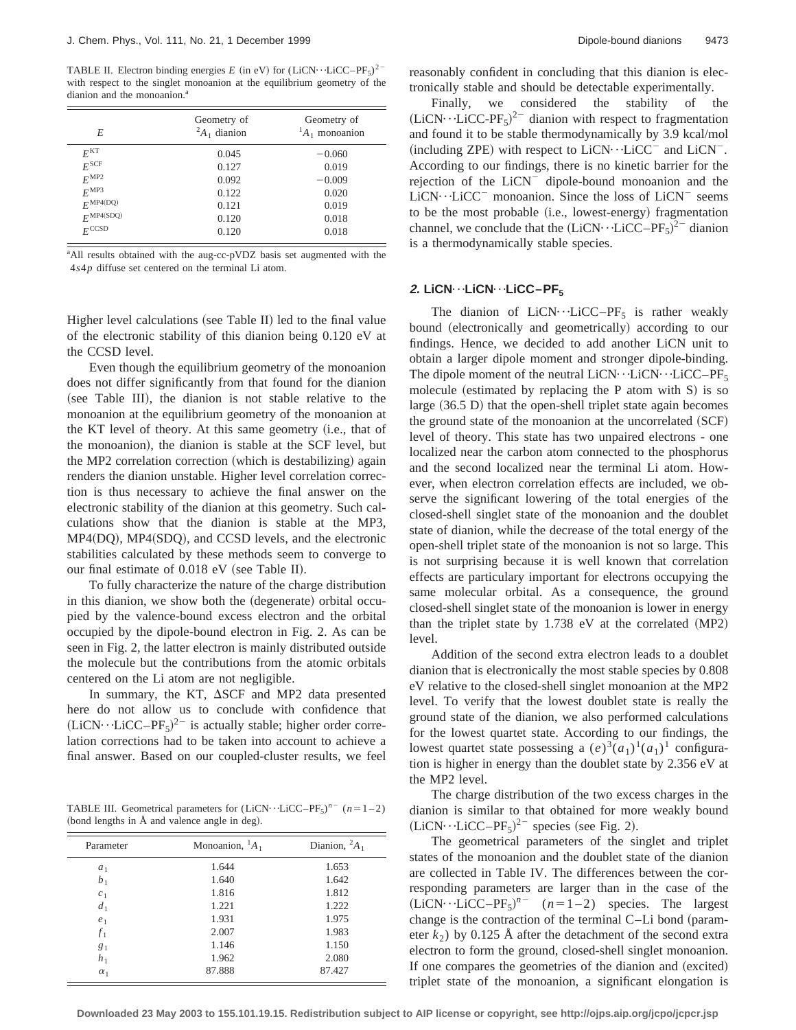TABLE II. Electron binding energies $E$ (in eV) for $(\text{LiCN}\cdots\text{LiCC–PF}_5)^{2-}$ with respect to the singlet monoanion at the equilibrium geometry of the dianion and the monoanion.[a]

| $E$ | Geometry of $^2A_1$ dianion | Geometry of $^1A_1$ monoanion |
| --- | --- | --- |
| $E^{\text{KT}}$ | 0.045 | −0.060 |
| $E^{\text{SCF}}$ | 0.127 | 0.019 |
| $E^{\text{MP2}}$ | 0.092 | −0.009 |
| $E^{\text{MP3}}$ | 0.122 | 0.020 |
| $E^{\text{MP4(DQ)}}$ | 0.121 | 0.019 |
| $E^{\text{MP4(SDQ)}}$ | 0.120 | 0.018 |
| $E^{\text{CCSD}}$ | 0.120 | 0.018 |

[a]All results obtained with the aug-cc-pVDZ basis set augmented with the $4s4p$ diffuse set centered on the terminal Li atom.

Higher level calculations (see Table II) led to the final value of the electronic stability of this dianion being 0.120 eV at the CCSD level.

Even though the equilibrium geometry of the monoanion does not differ significantly from that found for the dianion (see Table III), the dianion is not stable relative to the monoanion at the equilibrium geometry of the monoanion at the KT level of theory. At this same geometry (i.e., that of the monoanion), the dianion is stable at the SCF level, but the MP2 correlation correction (which is destabilizing) again renders the dianion unstable. Higher level correlation correction is thus necessary to achieve the final answer on the electronic stability of the dianion at this geometry. Such calculations show that the dianion is stable at the MP3, MP4(DQ), MP4(SDQ), and CCSD levels, and the electronic stabilities calculated by these methods seem to converge to our final estimate of 0.018 eV (see Table II).

To fully characterize the nature of the charge distribution in this dianion, we show both the (degenerate) orbital occupied by the valence-bound excess electron and the orbital occupied by the dipole-bound electron in Fig. 2. As can be seen in Fig. 2, the latter electron is mainly distributed outside the molecule but the contributions from the atomic orbitals centered on the Li atom are not negligible.

In summary, the KT, ΔSCF and MP2 data presented here do not allow us to conclude with confidence that $(\text{LiCN}\cdots\text{LiCC–PF}_5)^{2-}$ is actually stable; higher order correlation corrections had to be taken into account to achieve a final answer. Based on our coupled-cluster results, we feel reasonably confident in concluding that this dianion is electronically stable and should be detectable experimentally.

TABLE III. Geometrical parameters for $(\text{LiCN}\cdots\text{LiCC–PF}_5)^{n-}$ $(n=1–2)$ (bond lengths in Å and valence angle in deg).

| Parameter | Monoanion, $^1A_1$ | Dianion, $^2A_1$ |
| --- | --- | --- |
| $a_1$ | 1.644 | 1.653 |
| $b_1$ | 1.640 | 1.642 |
| $c_1$ | 1.816 | 1.812 |
| $d_1$ | 1.221 | 1.222 |
| $e_1$ | 1.931 | 1.975 |
| $f_1$ | 2.007 | 1.983 |
| $g_1$ | 1.146 | 1.150 |
| $h_1$ | 1.962 | 2.080 |
| $\alpha_1$ | 87.888 | 87.427 |

Finally, we considered the stability of the $(\text{LiCN}\cdots\text{LiCC-PF}_5)^{2-}$ dianion with respect to fragmentation and found it to be stable thermodynamically by 3.9 kcal/mol (including ZPE) with respect to $\text{LiCN}\cdots\text{LiCC}^-$ and $\text{LiCN}^-$. According to our findings, there is no kinetic barrier for the rejection of the $\text{LiCN}^-$ dipole-bound monoanion and the $\text{LiCN}\cdots\text{LiCC}^-$ monoanion. Since the loss of $\text{LiCN}^-$ seems to be the most probable (i.e., lowest-energy) fragmentation channel, we conclude that the $(\text{LiCN}\cdots\text{LiCC–PF}_5)^{2-}$ dianion is a thermodynamically stable species.

### *2.* LiCN···LiCN···LiCC–PF$_5$

The dianion of $\text{LiCN}\cdots\text{LiCC–PF}_5$ is rather weakly bound (electronically and geometrically) according to our findings. Hence, we decided to add another LiCN unit to obtain a larger dipole moment and stronger dipole-binding. The dipole moment of the neutral $\text{LiCN}\cdots\text{LiCN}\cdots\text{LiCC–PF}_5$ molecule (estimated by replacing the P atom with S) is so large (36.5 D) that the open-shell triplet state again becomes the ground state of the monoanion at the uncorrelated (SCF) level of theory. This state has two unpaired electrons - one localized near the carbon atom connected to the phosphorus and the second localized near the terminal Li atom. However, when electron correlation effects are included, we observe the significant lowering of the total energies of the closed-shell singlet state of the monoanion and the doublet state of dianion, while the decrease of the total energy of the open-shell triplet state of the monoanion is not so large. This is not surprising because it is well known that correlation effects are particulary important for electrons occupying the same molecular orbital. As a consequence, the ground closed-shell singlet state of the monoanion is lower in energy than the triplet state by 1.738 eV at the correlated (MP2) level.

Addition of the second extra electron leads to a doublet dianion that is electronically the most stable species by 0.808 eV relative to the closed-shell singlet monoanion at the MP2 level. To verify that the lowest doublet state is really the ground state of the dianion, we also performed calculations for the lowest quartet state. According to our findings, the lowest quartet state possessing a $(e)^3(a_1)^1(a_1)^1$ configuration is higher in energy than the doublet state by 2.356 eV at the MP2 level.

The charge distribution of the two excess charges in the dianion is similar to that obtained for more weakly bound $(\text{LiCN}\cdots\text{LiCC–PF}_5)^{2-}$ species (see Fig. 2).

The geometrical parameters of the singlet and triplet states of the monoanion and the doublet state of the dianion are collected in Table IV. The differences between the corresponding parameters are larger than in the case of the $(\text{LiCN}\cdots\text{LiCC–PF}_5)^{n-}$ $(n=1–2)$ species. The largest change is the contraction of the terminal C–Li bond (parameter $k_2$) by 0.125 Å after the detachment of the second extra electron to form the ground, closed-shell singlet monoanion. If one compares the geometries of the dianion and (excited) triplet state of the monoanion, a significant elongation is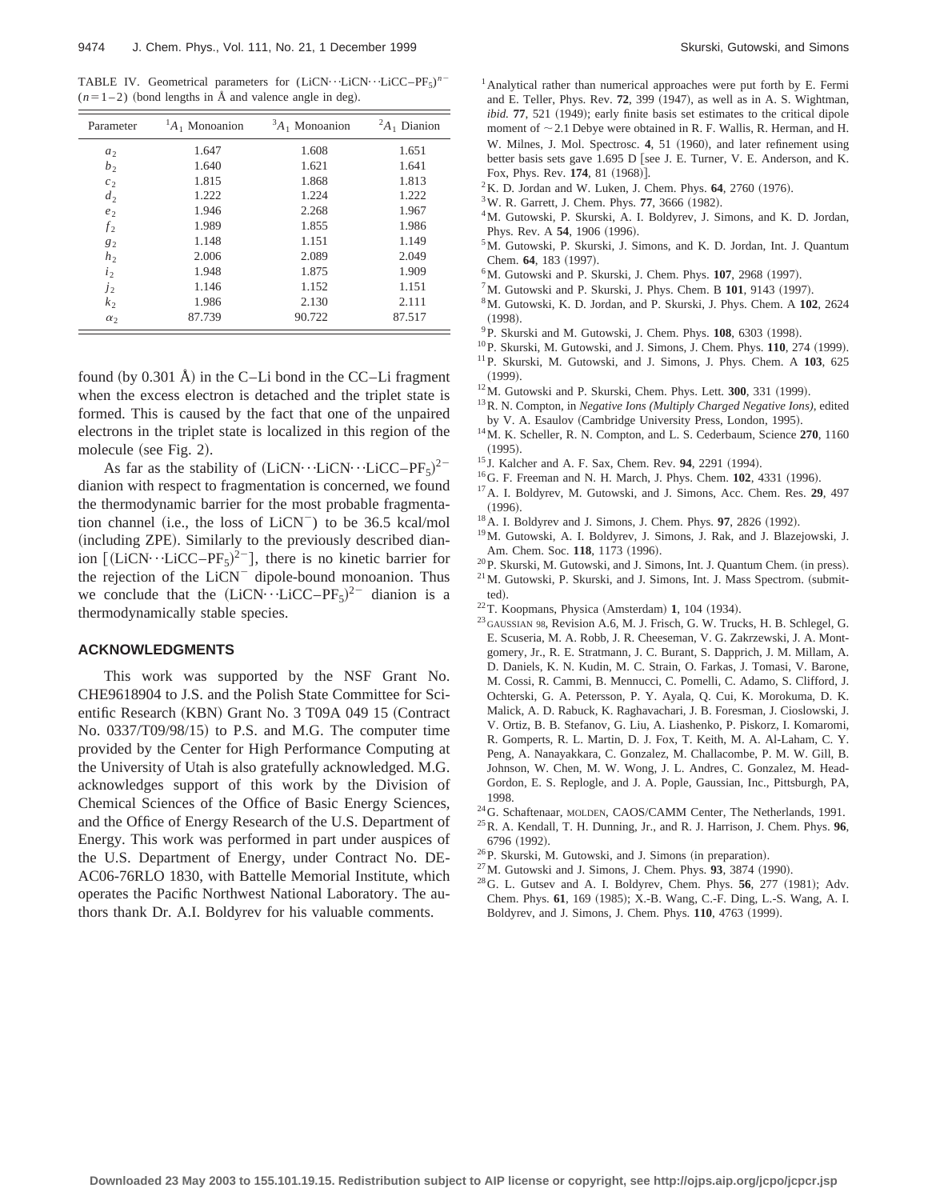TABLE IV. Geometrical parameters for $(LiCN\cdots LiCN\cdots LiCC{-}PF_5)^{n-}$ $(n=1-2)$ (bond lengths in Å and valence angle in deg).

| Parameter | $^1A_1$ Monoanion | $^3A_1$ Monoanion | $^2A_1$ Dianion |
|---|---|---|---|
| $a_2$ | 1.647 | 1.608 | 1.651 |
| $b_2$ | 1.640 | 1.621 | 1.641 |
| $c_2$ | 1.815 | 1.868 | 1.813 |
| $d_2$ | 1.222 | 1.224 | 1.222 |
| $e_2$ | 1.946 | 2.268 | 1.967 |
| $f_2$ | 1.989 | 1.855 | 1.986 |
| $g_2$ | 1.148 | 1.151 | 1.149 |
| $h_2$ | 2.006 | 2.089 | 2.049 |
| $i_2$ | 1.948 | 1.875 | 1.909 |
| $j_2$ | 1.146 | 1.152 | 1.151 |
| $k_2$ | 1.986 | 2.130 | 2.111 |
| $\alpha_2$ | 87.739 | 90.722 | 87.517 |

found (by 0.301 Å) in the C–Li bond in the CC–Li fragment when the excess electron is detached and the triplet state is formed. This is caused by the fact that one of the unpaired electrons in the triplet state is localized in this region of the molecule (see Fig. 2).

As far as the stability of $(LiCN\cdots LiCN\cdots LiCC{-}PF_5)^{2-}$ dianion with respect to fragmentation is concerned, we found the thermodynamic barrier for the most probable fragmentation channel (i.e., the loss of $LiCN^-$) to be 36.5 kcal/mol (including ZPE). Similarly to the previously described dianion $[(LiCN\cdots LiCC{-}PF_5)^{2-}]$, there is no kinetic barrier for the rejection of the $LiCN^-$ dipole-bound monoanion. Thus we conclude that the $(LiCN\cdots LiCC{-}PF_5)^{2-}$ dianion is a thermodynamically stable species.

## ACKNOWLEDGMENTS

This work was supported by the NSF Grant No. CHE9618904 to J.S. and the Polish State Committee for Scientific Research (KBN) Grant No. 3 T09A 049 15 (Contract No. 0337/T09/98/15) to P.S. and M.G. The computer time provided by the Center for High Performance Computing at the University of Utah is also gratefully acknowledged. M.G. acknowledges support of this work by the Division of Chemical Sciences of the Office of Basic Energy Sciences, and the Office of Energy Research of the U.S. Department of Energy. This work was performed in part under auspices of the U.S. Department of Energy, under Contract No. DE-AC06-76RLO 1830, with Battelle Memorial Institute, which operates the Pacific Northwest National Laboratory. The authors thank Dr. A.I. Boldyrev for his valuable comments.

[1] Analytical rather than numerical approaches were put forth by E. Fermi and E. Teller, Phys. Rev. **72**, 399 (1947), as well as in A. S. Wightman, *ibid.* **77**, 521 (1949); early finite basis set estimates to the critical dipole moment of ~2.1 Debye were obtained in R. F. Wallis, R. Herman, and H. W. Milnes, J. Mol. Spectrosc. **4**, 51 (1960), and later refinement using better basis sets gave 1.695 D [see J. E. Turner, V. E. Anderson, and K. Fox, Phys. Rev. **174**, 81 (1968)].

[2] K. D. Jordan and W. Luken, J. Chem. Phys. **64**, 2760 (1976).

[3] W. R. Garrett, J. Chem. Phys. **77**, 3666 (1982).

[4] M. Gutowski, P. Skurski, A. I. Boldyrev, J. Simons, and K. D. Jordan, Phys. Rev. A **54**, 1906 (1996).

[5] M. Gutowski, P. Skurski, J. Simons, and K. D. Jordan, Int. J. Quantum Chem. **64**, 183 (1997).

[6] M. Gutowski and P. Skurski, J. Chem. Phys. **107**, 2968 (1997).

[7] M. Gutowski and P. Skurski, J. Phys. Chem. B **101**, 9143 (1997).

[8] M. Gutowski, K. D. Jordan, and P. Skurski, J. Phys. Chem. A **102**, 2624 (1998).

[9] P. Skurski and M. Gutowski, J. Chem. Phys. **108**, 6303 (1998).

[10] P. Skurski, M. Gutowski, and J. Simons, J. Chem. Phys. **110**, 274 (1999).

[11] P. Skurski, M. Gutowski, and J. Simons, J. Phys. Chem. A **103**, 625 (1999).

[12] M. Gutowski and P. Skurski, Chem. Phys. Lett. **300**, 331 (1999).

[13] R. N. Compton, in *Negative Ions (Multiply Charged Negative Ions)*, edited by V. A. Esaulov (Cambridge University Press, London, 1995).

[14] M. K. Scheller, R. N. Compton, and L. S. Cederbaum, Science **270**, 1160 (1995).

[15] J. Kalcher and A. F. Sax, Chem. Rev. **94**, 2291 (1994).

[16] G. F. Freeman and N. H. March, J. Phys. Chem. **102**, 4331 (1996).

[17] A. I. Boldyrev, M. Gutowski, and J. Simons, Acc. Chem. Res. **29**, 497 (1996).

[18] A. I. Boldyrev and J. Simons, J. Chem. Phys. **97**, 2826 (1992).

[19] M. Gutowski, A. I. Boldyrev, J. Simons, J. Rak, and J. Blazejowski, J. Am. Chem. Soc. **118**, 1173 (1996).

[20] P. Skurski, M. Gutowski, and J. Simons, Int. J. Quantum Chem. (in press).

[21] M. Gutowski, P. Skurski, and J. Simons, Int. J. Mass Spectrom. (submitted).

[22] T. Koopmans, Physica (Amsterdam) **1**, 104 (1934).

[23] GAUSSIAN 98, Revision A.6, M. J. Frisch, G. W. Trucks, H. B. Schlegel, G. E. Scuseria, M. A. Robb, J. R. Cheeseman, V. G. Zakrzewski, J. A. Montgomery, Jr., R. E. Stratmann, J. C. Burant, S. Dapprich, J. M. Millam, A. D. Daniels, K. N. Kudin, M. C. Strain, O. Farkas, J. Tomasi, V. Barone, M. Cossi, R. Cammi, B. Mennucci, C. Pomelli, C. Adamo, S. Clifford, J. Ochterski, G. A. Petersson, P. Y. Ayala, Q. Cui, K. Morokuma, D. K. Malick, A. D. Rabuck, K. Raghavachari, J. B. Foresman, J. Cioslowski, J. V. Ortiz, B. B. Stefanov, G. Liu, A. Liashenko, P. Piskorz, I. Komaromi, R. Gomperts, R. L. Martin, D. J. Fox, T. Keith, M. A. Al-Laham, C. Y. Peng, A. Nanayakkara, C. Gonzalez, M. Challacombe, P. M. W. Gill, B. Johnson, W. Chen, M. W. Wong, J. L. Andres, C. Gonzalez, M. Head-Gordon, E. S. Replogle, and J. A. Pople, Gaussian, Inc., Pittsburgh, PA, 1998.

[24] G. Schaftenaar, MOLDEN, CAOS/CAMM Center, The Netherlands, 1991.

[25] R. A. Kendall, T. H. Dunning, Jr., and R. J. Harrison, J. Chem. Phys. **96**, 6796 (1992).

[26] P. Skurski, M. Gutowski, and J. Simons (in preparation).

[27] M. Gutowski and J. Simons, J. Chem. Phys. **93**, 3874 (1990).

[28] G. L. Gutsev and A. I. Boldyrev, Chem. Phys. **56**, 277 (1981); Adv. Chem. Phys. **61**, 169 (1985); X.-B. Wang, C.-F. Ding, L.-S. Wang, A. I. Boldyrev, and J. Simons, J. Chem. Phys. **110**, 4763 (1999).